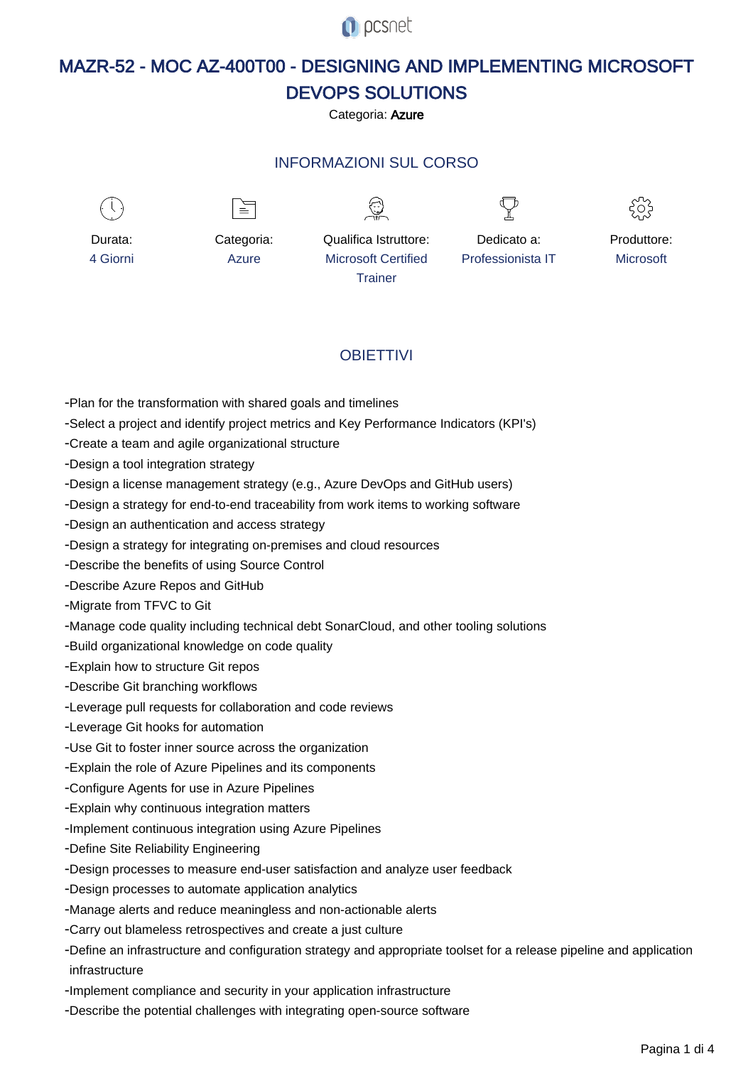pcsnet

# MAZR-52 - MOC AZ-400T00 - DESIGNING AND IMPLEMENTING MICROSOFT DEVOPS SOLUTIONS

Categoria: **Azure**

## INFORMAZIONI SUL CORSO

| Durata: | Categoria: | Qualifica Istruttore: | Dedicato a: | Produttore: |
|---|---|---|---|---|
| 4 Giorni | Azure | Microsoft Certified Trainer | Professionista IT | Microsoft |

## OBIETTIVI

- -Plan for the transformation with shared goals and timelines
- -Select a project and identify project metrics and Key Performance Indicators (KPI's)
- -Create a team and agile organizational structure
- -Design a tool integration strategy
- -Design a license management strategy (e.g., Azure DevOps and GitHub users)
- -Design a strategy for end-to-end traceability from work items to working software
- -Design an authentication and access strategy
- -Design a strategy for integrating on-premises and cloud resources
- -Describe the benefits of using Source Control
- -Describe Azure Repos and GitHub
- -Migrate from TFVC to Git
- -Manage code quality including technical debt SonarCloud, and other tooling solutions
- -Build organizational knowledge on code quality
- -Explain how to structure Git repos
- -Describe Git branching workflows
- -Leverage pull requests for collaboration and code reviews
- -Leverage Git hooks for automation
- -Use Git to foster inner source across the organization
- -Explain the role of Azure Pipelines and its components
- -Configure Agents for use in Azure Pipelines
- -Explain why continuous integration matters
- -Implement continuous integration using Azure Pipelines
- -Define Site Reliability Engineering
- -Design processes to measure end-user satisfaction and analyze user feedback
- -Design processes to automate application analytics
- -Manage alerts and reduce meaningless and non-actionable alerts
- -Carry out blameless retrospectives and create a just culture
- -Define an infrastructure and configuration strategy and appropriate toolset for a release pipeline and application infrastructure
- -Implement compliance and security in your application infrastructure
- -Describe the potential challenges with integrating open-source software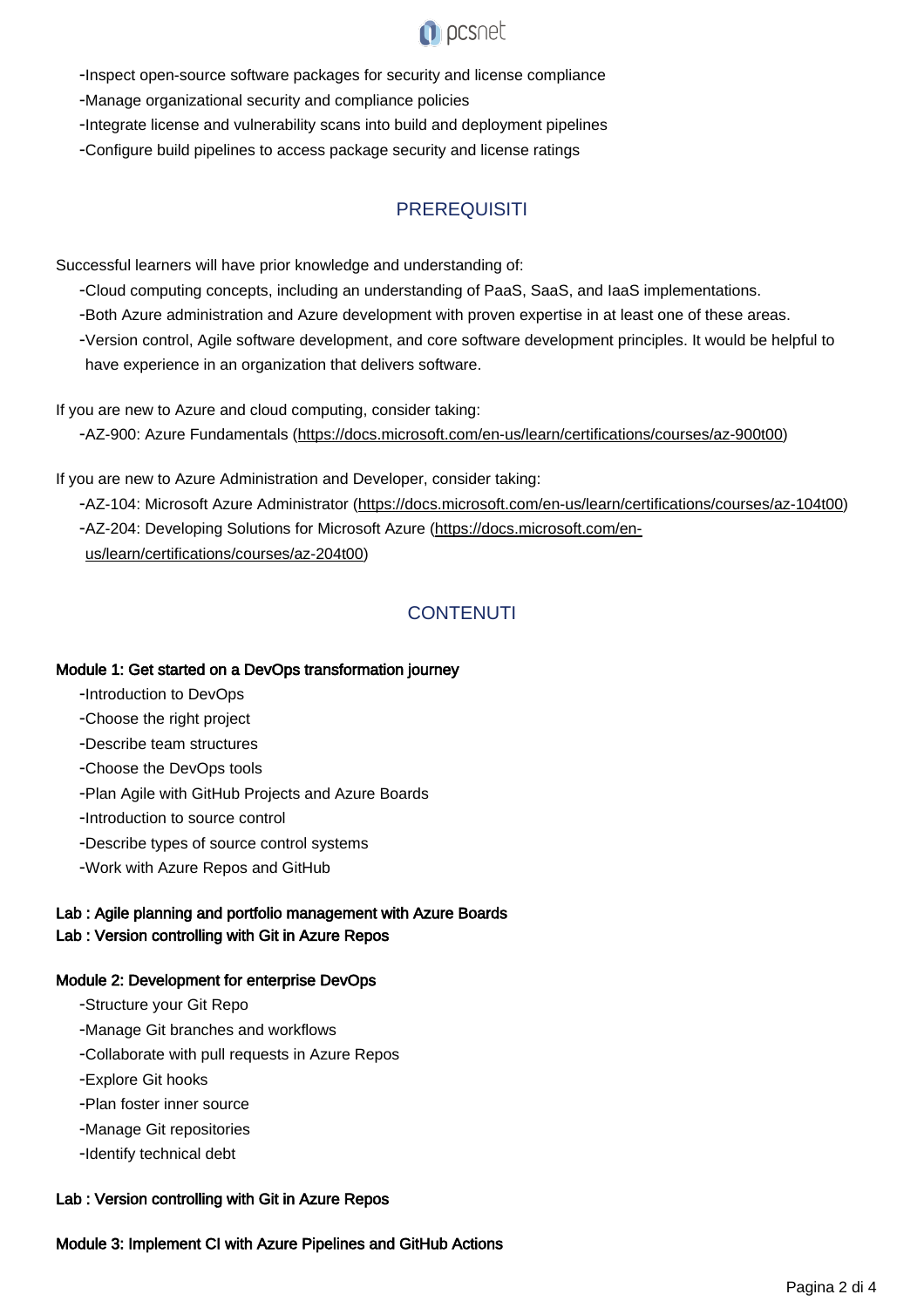- Inspect open-source software packages for security and license compliance
- Manage organizational security and compliance policies
- Integrate license and vulnerability scans into build and deployment pipelines
- Configure build pipelines to access package security and license ratings

## PREREQUISITI

Successful learners will have prior knowledge and understanding of:

- Cloud computing concepts, including an understanding of PaaS, SaaS, and IaaS implementations.
- Both Azure administration and Azure development with proven expertise in at least one of these areas.
- Version control, Agile software development, and core software development principles. It would be helpful to have experience in an organization that delivers software.

If you are new to Azure and cloud computing, consider taking:

- AZ-900: Azure Fundamentals (https://docs.microsoft.com/en-us/learn/certifications/courses/az-900t00)

If you are new to Azure Administration and Developer, consider taking:

- AZ-104: Microsoft Azure Administrator (https://docs.microsoft.com/en-us/learn/certifications/courses/az-104t00)
- AZ-204: Developing Solutions for Microsoft Azure (https://docs.microsoft.com/en-us/learn/certifications/courses/az-204t00)

## CONTENUTI

**Module 1: Get started on a DevOps transformation journey**

- Introduction to DevOps
- Choose the right project
- Describe team structures
- Choose the DevOps tools
- Plan Agile with GitHub Projects and Azure Boards
- Introduction to source control
- Describe types of source control systems
- Work with Azure Repos and GitHub

**Lab : Agile planning and portfolio management with Azure Boards**
**Lab : Version controlling with Git in Azure Repos**

**Module 2: Development for enterprise DevOps**

- Structure your Git Repo
- Manage Git branches and workflows
- Collaborate with pull requests in Azure Repos
- Explore Git hooks
- Plan foster inner source
- Manage Git repositories
- Identify technical debt

**Lab : Version controlling with Git in Azure Repos**

**Module 3: Implement CI with Azure Pipelines and GitHub Actions**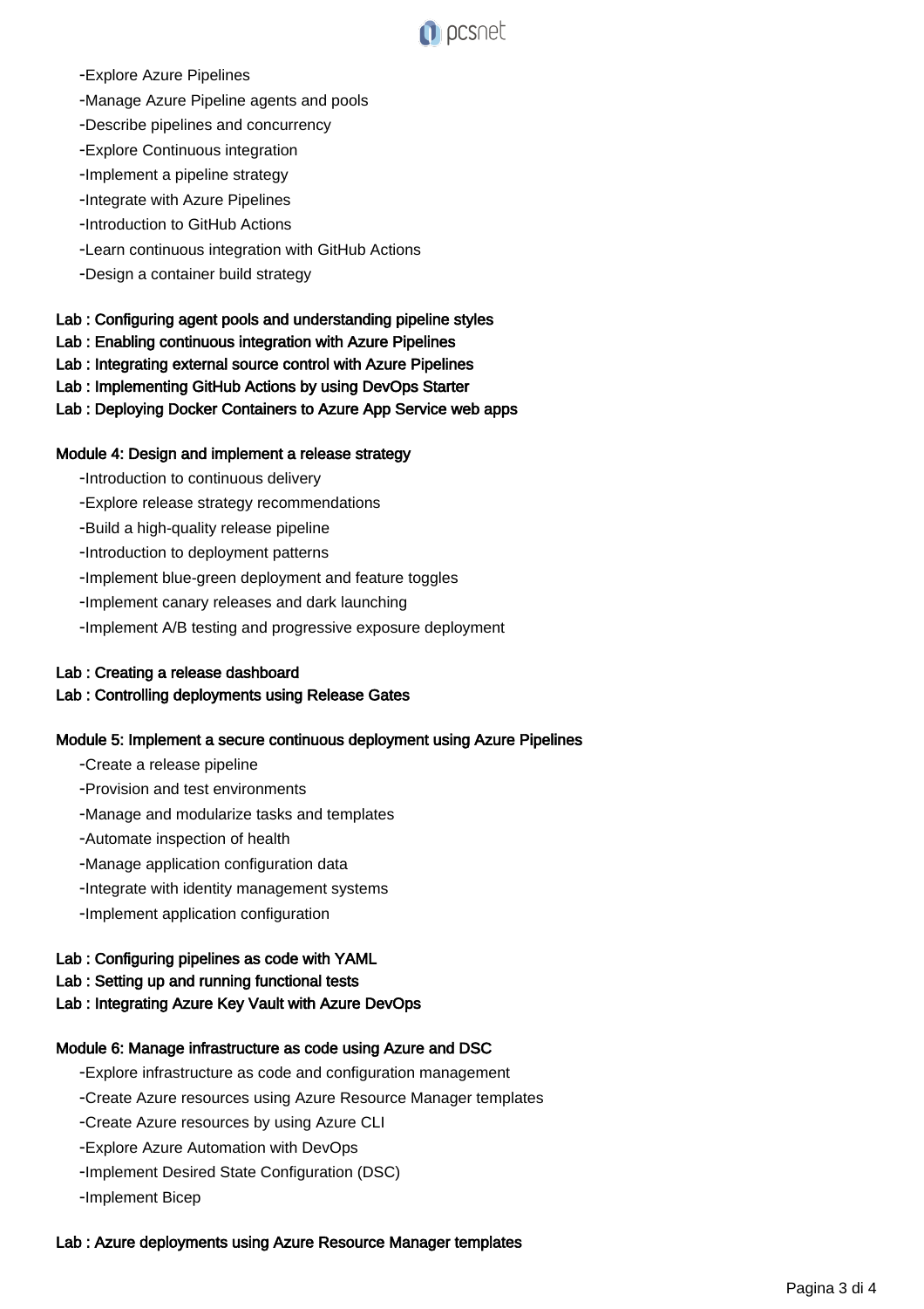-Explore Azure Pipelines
-Manage Azure Pipeline agents and pools
-Describe pipelines and concurrency
-Explore Continuous integration
-Implement a pipeline strategy
-Integrate with Azure Pipelines
-Introduction to GitHub Actions
-Learn continuous integration with GitHub Actions
-Design a container build strategy

Lab : Configuring agent pools and understanding pipeline styles
Lab : Enabling continuous integration with Azure Pipelines
Lab : Integrating external source control with Azure Pipelines
Lab : Implementing GitHub Actions by using DevOps Starter
Lab : Deploying Docker Containers to Azure App Service web apps

Module 4: Design and implement a release strategy

-Introduction to continuous delivery
-Explore release strategy recommendations
-Build a high-quality release pipeline
-Introduction to deployment patterns
-Implement blue-green deployment and feature toggles
-Implement canary releases and dark launching
-Implement A/B testing and progressive exposure deployment

Lab : Creating a release dashboard
Lab : Controlling deployments using Release Gates

Module 5: Implement a secure continuous deployment using Azure Pipelines

-Create a release pipeline
-Provision and test environments
-Manage and modularize tasks and templates
-Automate inspection of health
-Manage application configuration data
-Integrate with identity management systems
-Implement application configuration

Lab : Configuring pipelines as code with YAML
Lab : Setting up and running functional tests
Lab : Integrating Azure Key Vault with Azure DevOps

Module 6: Manage infrastructure as code using Azure and DSC

-Explore infrastructure as code and configuration management
-Create Azure resources using Azure Resource Manager templates
-Create Azure resources by using Azure CLI
-Explore Azure Automation with DevOps
-Implement Desired State Configuration (DSC)
-Implement Bicep

Lab : Azure deployments using Azure Resource Manager templates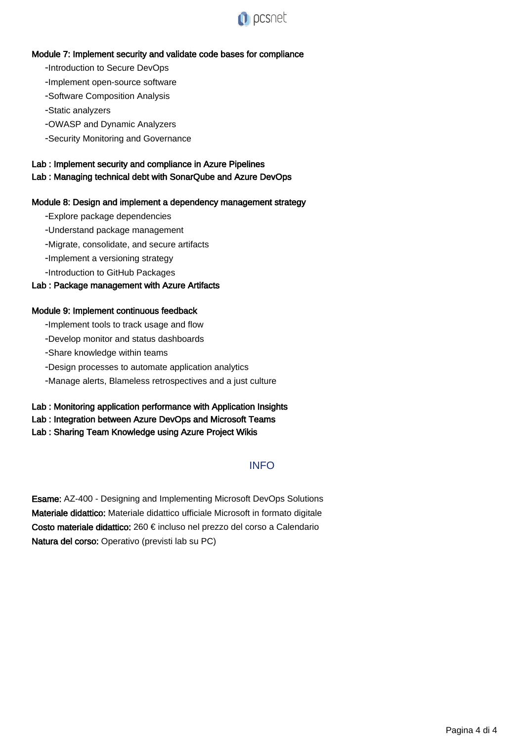**Module 7: Implement security and validate code bases for compliance**

- Introduction to Secure DevOps
- Implement open-source software
- Software Composition Analysis
- Static analyzers
- OWASP and Dynamic Analyzers
- Security Monitoring and Governance

**Lab : Implement security and compliance in Azure Pipelines**
**Lab : Managing technical debt with SonarQube and Azure DevOps**

**Module 8: Design and implement a dependency management strategy**

- Explore package dependencies
- Understand package management
- Migrate, consolidate, and secure artifacts
- Implement a versioning strategy
- Introduction to GitHub Packages

**Lab : Package management with Azure Artifacts**

**Module 9: Implement continuous feedback**

- Implement tools to track usage and flow
- Develop monitor and status dashboards
- Share knowledge within teams
- Design processes to automate application analytics
- Manage alerts, Blameless retrospectives and a just culture

**Lab : Monitoring application performance with Application Insights**
**Lab : Integration between Azure DevOps and Microsoft Teams**
**Lab : Sharing Team Knowledge using Azure Project Wikis**

## INFO

**Esame:** AZ-400 - Designing and Implementing Microsoft DevOps Solutions
**Materiale didattico:** Materiale didattico ufficiale Microsoft in formato digitale
**Costo materiale didattico:** 260 € incluso nel prezzo del corso a Calendario
**Natura del corso:** Operativo (previsti lab su PC)